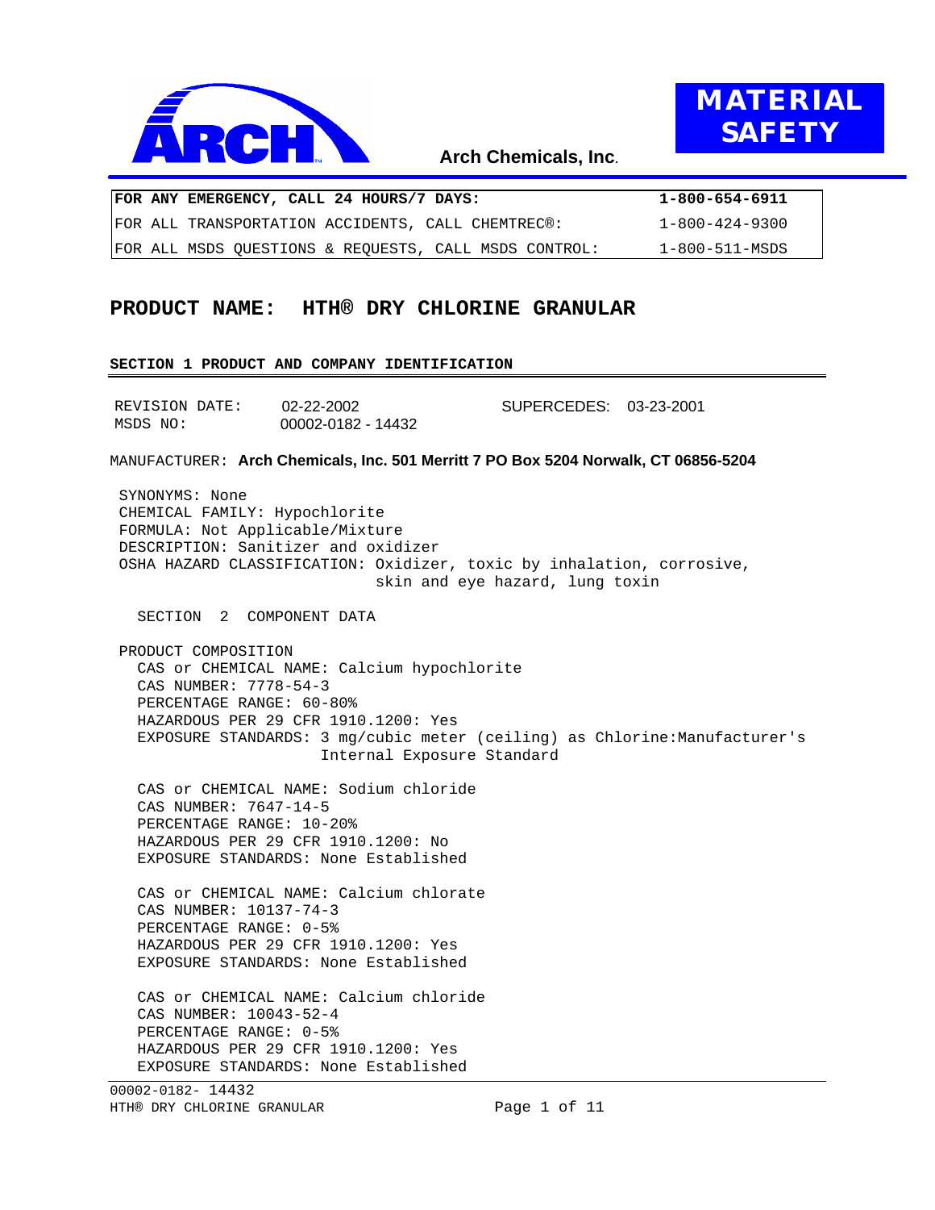**Arch Chemicals, Inc.**

# MATERIAL SAFETY

| FOR ANY EMERGENCY, CALL 24 HOURS/7 DAYS: | 1-800-654-6911 |
|---|---|
| FOR ALL TRANSPORTATION ACCIDENTS, CALL CHEMTREC®: | 1-800-424-9300 |
| FOR ALL MSDS QUESTIONS & REQUESTS, CALL MSDS CONTROL: | 1-800-511-MSDS |

## PRODUCT NAME: HTH® DRY CHLORINE GRANULAR

### SECTION 1 PRODUCT AND COMPANY IDENTIFICATION

REVISION DATE: 02-22-2002    SUPERCEDES: 03-23-2001
MSDS NO: 00002-0182 - 14432

MANUFACTURER: **Arch Chemicals, Inc. 501 Merritt 7 PO Box 5204 Norwalk, CT 06856-5204**

SYNONYMS: None
CHEMICAL FAMILY: Hypochlorite
FORMULA: Not Applicable/Mixture
DESCRIPTION: Sanitizer and oxidizer
OSHA HAZARD CLASSIFICATION: Oxidizer, toxic by inhalation, corrosive, skin and eye hazard, lung toxin

### SECTION 2 COMPONENT DATA

PRODUCT COMPOSITION

CAS or CHEMICAL NAME: Calcium hypochlorite
CAS NUMBER: 7778-54-3
PERCENTAGE RANGE: 60-80%
HAZARDOUS PER 29 CFR 1910.1200: Yes
EXPOSURE STANDARDS: 3 mg/cubic meter (ceiling) as Chlorine:Manufacturer's Internal Exposure Standard

CAS or CHEMICAL NAME: Sodium chloride
CAS NUMBER: 7647-14-5
PERCENTAGE RANGE: 10-20%
HAZARDOUS PER 29 CFR 1910.1200: No
EXPOSURE STANDARDS: None Established

CAS or CHEMICAL NAME: Calcium chlorate
CAS NUMBER: 10137-74-3
PERCENTAGE RANGE: 0-5%
HAZARDOUS PER 29 CFR 1910.1200: Yes
EXPOSURE STANDARDS: None Established

CAS or CHEMICAL NAME: Calcium chloride
CAS NUMBER: 10043-52-4
PERCENTAGE RANGE: 0-5%
HAZARDOUS PER 29 CFR 1910.1200: Yes
EXPOSURE STANDARDS: None Established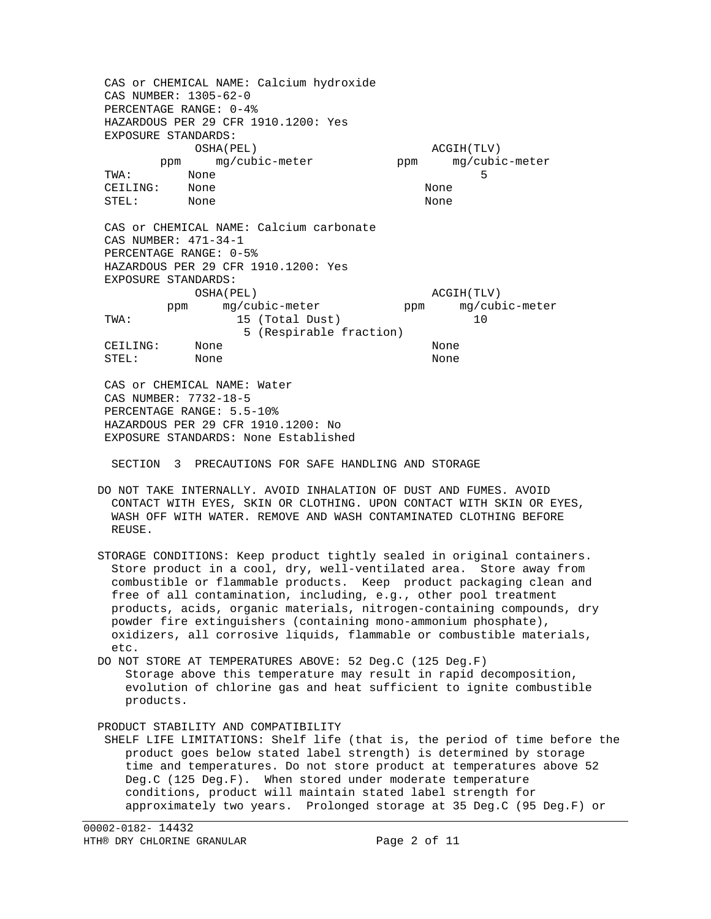CAS or CHEMICAL NAME: Calcium hydroxide
CAS NUMBER: 1305-62-0
PERCENTAGE RANGE: 0-4%
HAZARDOUS PER 29 CFR 1910.1200: Yes
EXPOSURE STANDARDS:

| | OSHA(PEL) | | ACGIH(TLV) | |
|---|---|---|---|---|
| | ppm | mg/cubic-meter | ppm | mg/cubic-meter |
| TWA: | None | | | 5 |
| CEILING: | None | | None | |
| STEL: | None | | None | |

CAS or CHEMICAL NAME: Calcium carbonate
CAS NUMBER: 471-34-1
PERCENTAGE RANGE: 0-5%
HAZARDOUS PER 29 CFR 1910.1200: Yes
EXPOSURE STANDARDS:

| | OSHA(PEL) | | ACGIH(TLV) | |
|---|---|---|---|---|
| | ppm | mg/cubic-meter | ppm | mg/cubic-meter |
| TWA: | | 15 (Total Dust)<br>5 (Respirable fraction) | | 10 |
| CEILING: | None | | None | |
| STEL: | None | | None | |

CAS or CHEMICAL NAME: Water
CAS NUMBER: 7732-18-5
PERCENTAGE RANGE: 5.5-10%
HAZARDOUS PER 29 CFR 1910.1200: No
EXPOSURE STANDARDS: None Established

## SECTION 3 PRECAUTIONS FOR SAFE HANDLING AND STORAGE

DO NOT TAKE INTERNALLY. AVOID INHALATION OF DUST AND FUMES. AVOID CONTACT WITH EYES, SKIN OR CLOTHING. UPON CONTACT WITH SKIN OR EYES, WASH OFF WITH WATER. REMOVE AND WASH CONTAMINATED CLOTHING BEFORE REUSE.

STORAGE CONDITIONS: Keep product tightly sealed in original containers. Store product in a cool, dry, well-ventilated area. Store away from combustible or flammable products. Keep product packaging clean and free of all contamination, including, e.g., other pool treatment products, acids, organic materials, nitrogen-containing compounds, dry powder fire extinguishers (containing mono-ammonium phosphate), oxidizers, all corrosive liquids, flammable or combustible materials, etc.

DO NOT STORE AT TEMPERATURES ABOVE: 52 Deg.C (125 Deg.F)
Storage above this temperature may result in rapid decomposition, evolution of chlorine gas and heat sufficient to ignite combustible products.

PRODUCT STABILITY AND COMPATIBILITY

SHELF LIFE LIMITATIONS: Shelf life (that is, the period of time before the product goes below stated label strength) is determined by storage time and temperatures. Do not store product at temperatures above 52 Deg.C (125 Deg.F). When stored under moderate temperature conditions, product will maintain stated label strength for approximately two years. Prolonged storage at 35 Deg.C (95 Deg.F) or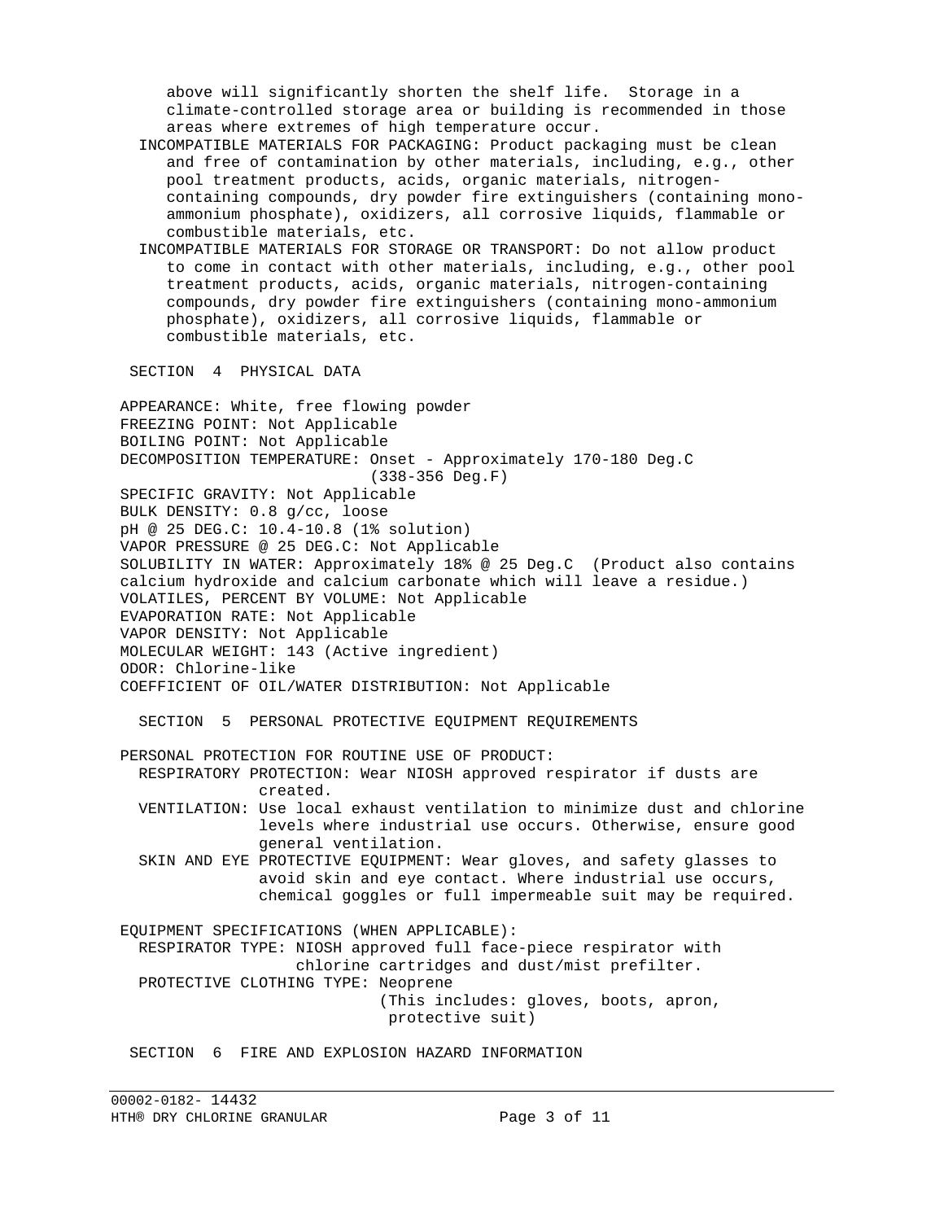above will significantly shorten the shelf life. Storage in a climate-controlled storage area or building is recommended in those areas where extremes of high temperature occur.

INCOMPATIBLE MATERIALS FOR PACKAGING: Product packaging must be clean and free of contamination by other materials, including, e.g., other pool treatment products, acids, organic materials, nitrogen-containing compounds, dry powder fire extinguishers (containing mono-ammonium phosphate), oxidizers, all corrosive liquids, flammable or combustible materials, etc.

INCOMPATIBLE MATERIALS FOR STORAGE OR TRANSPORT: Do not allow product to come in contact with other materials, including, e.g., other pool treatment products, acids, organic materials, nitrogen-containing compounds, dry powder fire extinguishers (containing mono-ammonium phosphate), oxidizers, all corrosive liquids, flammable or combustible materials, etc.

## SECTION 4 PHYSICAL DATA

APPEARANCE: White, free flowing powder
FREEZING POINT: Not Applicable
BOILING POINT: Not Applicable
DECOMPOSITION TEMPERATURE: Onset - Approximately 170-180 Deg.C (338-356 Deg.F)
SPECIFIC GRAVITY: Not Applicable
BULK DENSITY: 0.8 g/cc, loose
pH @ 25 DEG.C: 10.4-10.8 (1% solution)
VAPOR PRESSURE @ 25 DEG.C: Not Applicable
SOLUBILITY IN WATER: Approximately 18% @ 25 Deg.C (Product also contains calcium hydroxide and calcium carbonate which will leave a residue.)
VOLATILES, PERCENT BY VOLUME: Not Applicable
EVAPORATION RATE: Not Applicable
VAPOR DENSITY: Not Applicable
MOLECULAR WEIGHT: 143 (Active ingredient)
ODOR: Chlorine-like
COEFFICIENT OF OIL/WATER DISTRIBUTION: Not Applicable

## SECTION 5 PERSONAL PROTECTIVE EQUIPMENT REQUIREMENTS

PERSONAL PROTECTION FOR ROUTINE USE OF PRODUCT:

RESPIRATORY PROTECTION: Wear NIOSH approved respirator if dusts are created.

VENTILATION: Use local exhaust ventilation to minimize dust and chlorine levels where industrial use occurs. Otherwise, ensure good general ventilation.

SKIN AND EYE PROTECTIVE EQUIPMENT: Wear gloves, and safety glasses to avoid skin and eye contact. Where industrial use occurs, chemical goggles or full impermeable suit may be required.

EQUIPMENT SPECIFICATIONS (WHEN APPLICABLE):

RESPIRATOR TYPE: NIOSH approved full face-piece respirator with chlorine cartridges and dust/mist prefilter.

PROTECTIVE CLOTHING TYPE: Neoprene (This includes: gloves, boots, apron, protective suit)

## SECTION 6 FIRE AND EXPLOSION HAZARD INFORMATION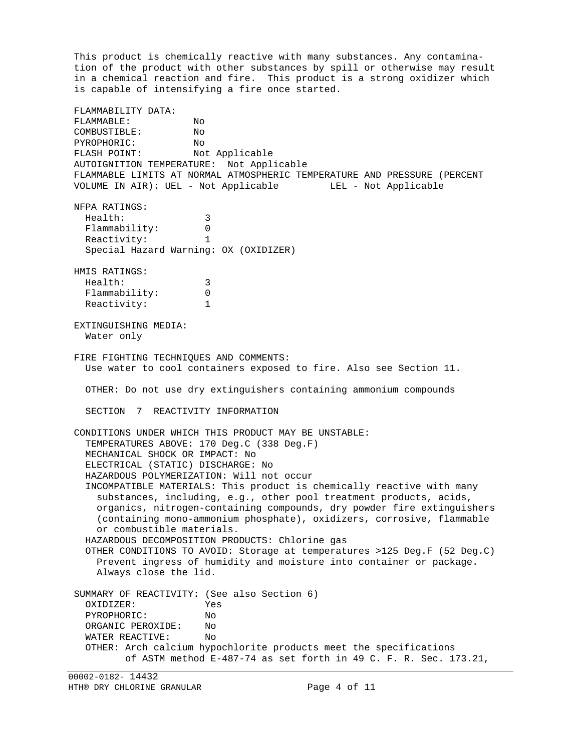This product is chemically reactive with many substances. Any contamination of the product with other substances by spill or otherwise may result in a chemical reaction and fire. This product is a strong oxidizer which is capable of intensifying a fire once started.

FLAMMABILITY DATA:
FLAMMABLE: No
COMBUSTIBLE: No
PYROPHORIC: No
FLASH POINT: Not Applicable
AUTOIGNITION TEMPERATURE: Not Applicable
FLAMMABLE LIMITS AT NORMAL ATMOSPHERIC TEMPERATURE AND PRESSURE (PERCENT VOLUME IN AIR): UEL - Not Applicable LEL - Not Applicable

NFPA RATINGS:
- Health: 3
- Flammability: 0
- Reactivity: 1
- Special Hazard Warning: OX (OXIDIZER)

HMIS RATINGS:
- Health: 3
- Flammability: 0
- Reactivity: 1

EXTINGUISHING MEDIA:
Water only

FIRE FIGHTING TECHNIQUES AND COMMENTS:
Use water to cool containers exposed to fire. Also see Section 11.

OTHER: Do not use dry extinguishers containing ammonium compounds

## SECTION 7 REACTIVITY INFORMATION

CONDITIONS UNDER WHICH THIS PRODUCT MAY BE UNSTABLE:
- TEMPERATURES ABOVE: 170 Deg.C (338 Deg.F)
- MECHANICAL SHOCK OR IMPACT: No
- ELECTRICAL (STATIC) DISCHARGE: No
- HAZARDOUS POLYMERIZATION: Will not occur
- INCOMPATIBLE MATERIALS: This product is chemically reactive with many substances, including, e.g., other pool treatment products, acids, organics, nitrogen-containing compounds, dry powder fire extinguishers (containing mono-ammonium phosphate), oxidizers, corrosive, flammable or combustible materials.
- HAZARDOUS DECOMPOSITION PRODUCTS: Chlorine gas
- OTHER CONDITIONS TO AVOID: Storage at temperatures >125 Deg.F (52 Deg.C) Prevent ingress of humidity and moisture into container or package. Always close the lid.

SUMMARY OF REACTIVITY: (See also Section 6)
- OXIDIZER: Yes
- PYROPHORIC: No
- ORGANIC PEROXIDE: No
- WATER REACTIVE: No
- OTHER: Arch calcium hypochlorite products meet the specifications of ASTM method E-487-74 as set forth in 49 C. F. R. Sec. 173.21,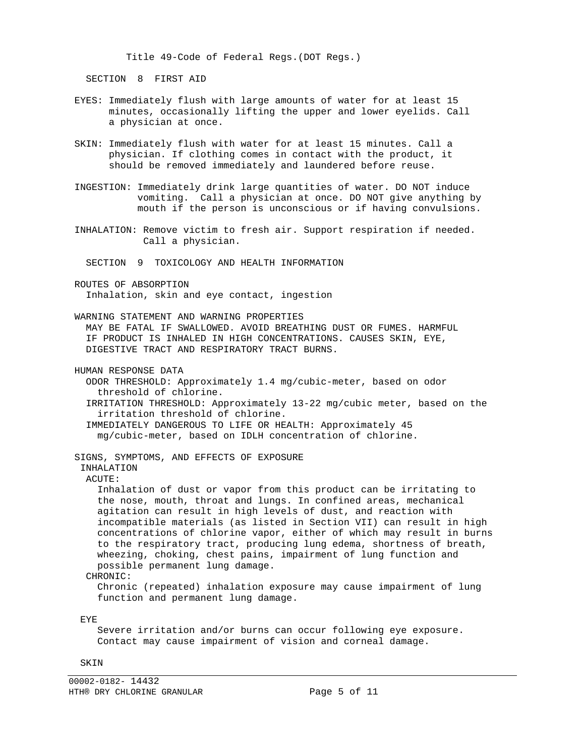Title 49-Code of Federal Regs.(DOT Regs.)

## SECTION 8 FIRST AID

EYES: Immediately flush with large amounts of water for at least 15 minutes, occasionally lifting the upper and lower eyelids. Call a physician at once.

SKIN: Immediately flush with water for at least 15 minutes. Call a physician. If clothing comes in contact with the product, it should be removed immediately and laundered before reuse.

INGESTION: Immediately drink large quantities of water. DO NOT induce vomiting. Call a physician at once. DO NOT give anything by mouth if the person is unconscious or if having convulsions.

INHALATION: Remove victim to fresh air. Support respiration if needed. Call a physician.

## SECTION 9 TOXICOLOGY AND HEALTH INFORMATION

ROUTES OF ABSORPTION
Inhalation, skin and eye contact, ingestion

WARNING STATEMENT AND WARNING PROPERTIES
MAY BE FATAL IF SWALLOWED. AVOID BREATHING DUST OR FUMES. HARMFUL IF PRODUCT IS INHALED IN HIGH CONCENTRATIONS. CAUSES SKIN, EYE, DIGESTIVE TRACT AND RESPIRATORY TRACT BURNS.

HUMAN RESPONSE DATA
ODOR THRESHOLD: Approximately 1.4 mg/cubic-meter, based on odor threshold of chlorine.
IRRITATION THRESHOLD: Approximately 13-22 mg/cubic meter, based on the irritation threshold of chlorine.
IMMEDIATELY DANGEROUS TO LIFE OR HEALTH: Approximately 45 mg/cubic-meter, based on IDLH concentration of chlorine.

SIGNS, SYMPTOMS, AND EFFECTS OF EXPOSURE
INHALATION
ACUTE:
Inhalation of dust or vapor from this product can be irritating to the nose, mouth, throat and lungs. In confined areas, mechanical agitation can result in high levels of dust, and reaction with incompatible materials (as listed in Section VII) can result in high concentrations of chlorine vapor, either of which may result in burns to the respiratory tract, producing lung edema, shortness of breath, wheezing, choking, chest pains, impairment of lung function and possible permanent lung damage.
CHRONIC:
Chronic (repeated) inhalation exposure may cause impairment of lung function and permanent lung damage.

EYE
Severe irritation and/or burns can occur following eye exposure. Contact may cause impairment of vision and corneal damage.

SKIN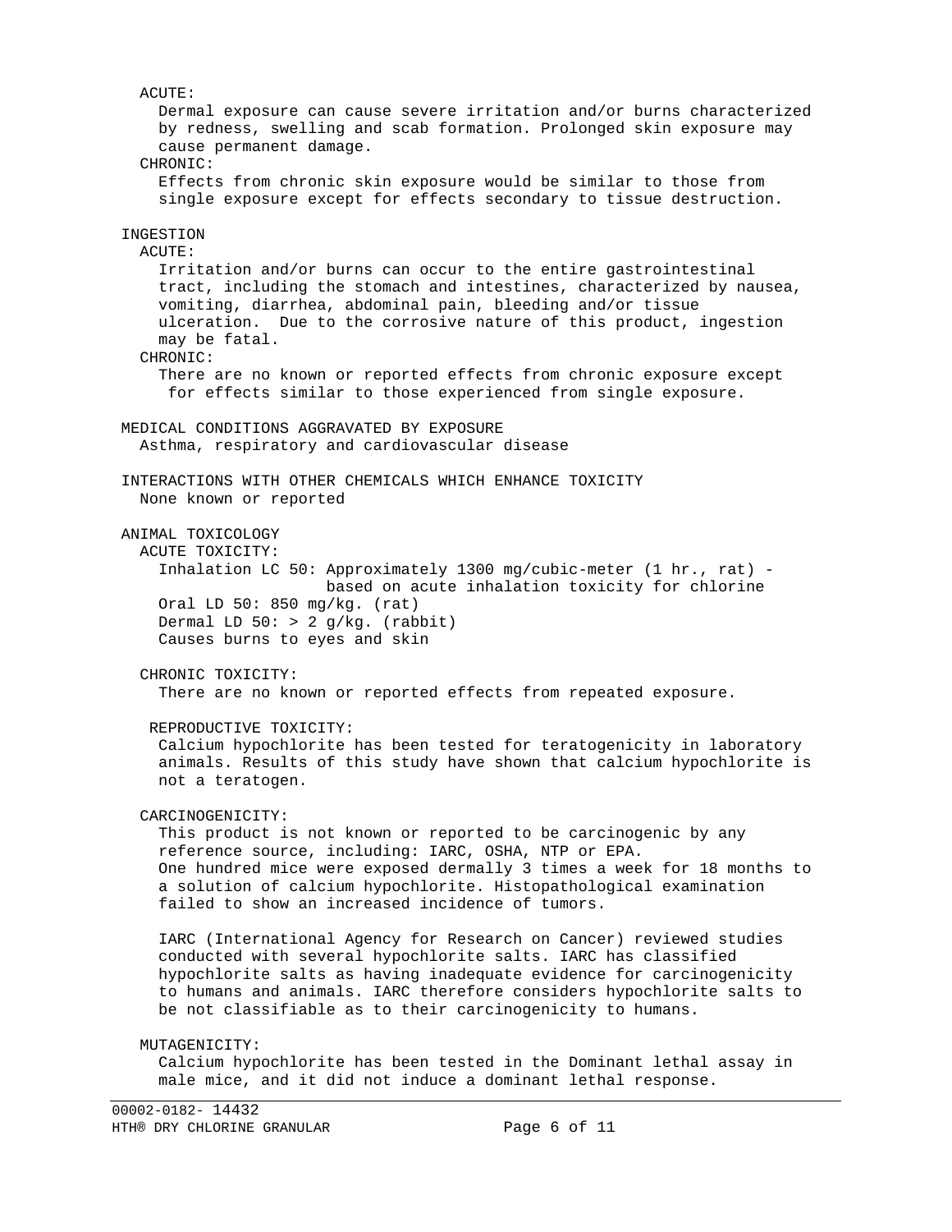ACUTE:

Dermal exposure can cause severe irritation and/or burns characterized by redness, swelling and scab formation. Prolonged skin exposure may cause permanent damage.

CHRONIC:

Effects from chronic skin exposure would be similar to those from single exposure except for effects secondary to tissue destruction.

### INGESTION

ACUTE:

Irritation and/or burns can occur to the entire gastrointestinal tract, including the stomach and intestines, characterized by nausea, vomiting, diarrhea, abdominal pain, bleeding and/or tissue ulceration. Due to the corrosive nature of this product, ingestion may be fatal.

CHRONIC:

There are no known or reported effects from chronic exposure except for effects similar to those experienced from single exposure.

### MEDICAL CONDITIONS AGGRAVATED BY EXPOSURE

Asthma, respiratory and cardiovascular disease

### INTERACTIONS WITH OTHER CHEMICALS WHICH ENHANCE TOXICITY

None known or reported

### ANIMAL TOXICOLOGY

ACUTE TOXICITY:

Inhalation LC 50: Approximately 1300 mg/cubic-meter (1 hr., rat) - based on acute inhalation toxicity for chlorine
Oral LD 50: 850 mg/kg. (rat)
Dermal LD 50: > 2 g/kg. (rabbit)
Causes burns to eyes and skin

CHRONIC TOXICITY:

There are no known or reported effects from repeated exposure.

REPRODUCTIVE TOXICITY:

Calcium hypochlorite has been tested for teratogenicity in laboratory animals. Results of this study have shown that calcium hypochlorite is not a teratogen.

CARCINOGENICITY:

This product is not known or reported to be carcinogenic by any reference source, including: IARC, OSHA, NTP or EPA.
One hundred mice were exposed dermally 3 times a week for 18 months to a solution of calcium hypochlorite. Histopathological examination failed to show an increased incidence of tumors.

IARC (International Agency for Research on Cancer) reviewed studies conducted with several hypochlorite salts. IARC has classified hypochlorite salts as having inadequate evidence for carcinogenicity to humans and animals. IARC therefore considers hypochlorite salts to be not classifiable as to their carcinogenicity to humans.

MUTAGENICITY:

Calcium hypochlorite has been tested in the Dominant lethal assay in male mice, and it did not induce a dominant lethal response.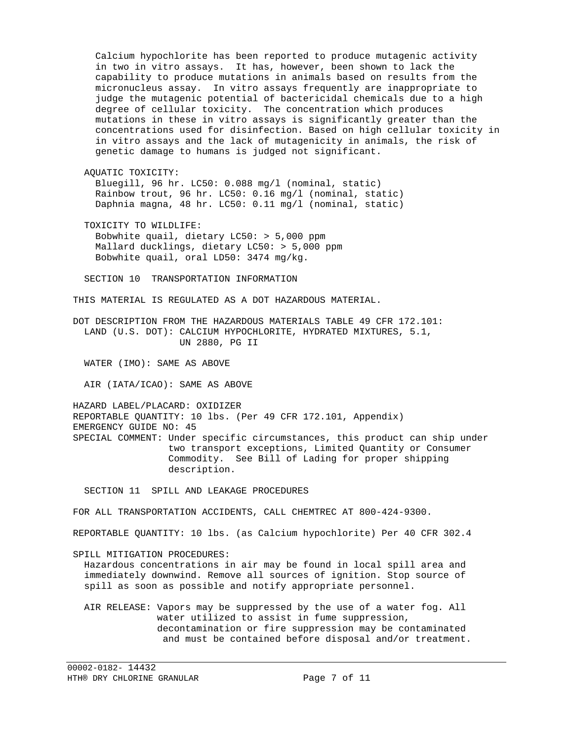Calcium hypochlorite has been reported to produce mutagenic activity in two in vitro assays. It has, however, been shown to lack the capability to produce mutations in animals based on results from the micronucleus assay. In vitro assays frequently are inappropriate to judge the mutagenic potential of bactericidal chemicals due to a high degree of cellular toxicity. The concentration which produces mutations in these in vitro assays is significantly greater than the concentrations used for disinfection. Based on high cellular toxicity in in vitro assays and the lack of mutagenicity in animals, the risk of genetic damage to humans is judged not significant.

AQUATIC TOXICITY:
- Bluegill, 96 hr. LC50: 0.088 mg/l (nominal, static)
- Rainbow trout, 96 hr. LC50: 0.16 mg/l (nominal, static)
- Daphnia magna, 48 hr. LC50: 0.11 mg/l (nominal, static)

TOXICITY TO WILDLIFE:
- Bobwhite quail, dietary LC50: > 5,000 ppm
- Mallard ducklings, dietary LC50: > 5,000 ppm
- Bobwhite quail, oral LD50: 3474 mg/kg.

## SECTION 10 TRANSPORTATION INFORMATION

THIS MATERIAL IS REGULATED AS A DOT HAZARDOUS MATERIAL.

DOT DESCRIPTION FROM THE HAZARDOUS MATERIALS TABLE 49 CFR 172.101:
LAND (U.S. DOT): CALCIUM HYPOCHLORITE, HYDRATED MIXTURES, 5.1, UN 2880, PG II

WATER (IMO): SAME AS ABOVE

AIR (IATA/ICAO): SAME AS ABOVE

HAZARD LABEL/PLACARD: OXIDIZER
REPORTABLE QUANTITY: 10 lbs. (Per 49 CFR 172.101, Appendix)
EMERGENCY GUIDE NO: 45
SPECIAL COMMENT: Under specific circumstances, this product can ship under two transport exceptions, Limited Quantity or Consumer Commodity. See Bill of Lading for proper shipping description.

## SECTION 11 SPILL AND LEAKAGE PROCEDURES

FOR ALL TRANSPORTATION ACCIDENTS, CALL CHEMTREC AT 800-424-9300.

REPORTABLE QUANTITY: 10 lbs. (as Calcium hypochlorite) Per 40 CFR 302.4

SPILL MITIGATION PROCEDURES:
Hazardous concentrations in air may be found in local spill area and immediately downwind. Remove all sources of ignition. Stop source of spill as soon as possible and notify appropriate personnel.

AIR RELEASE: Vapors may be suppressed by the use of a water fog. All water utilized to assist in fume suppression, decontamination or fire suppression may be contaminated and must be contained before disposal and/or treatment.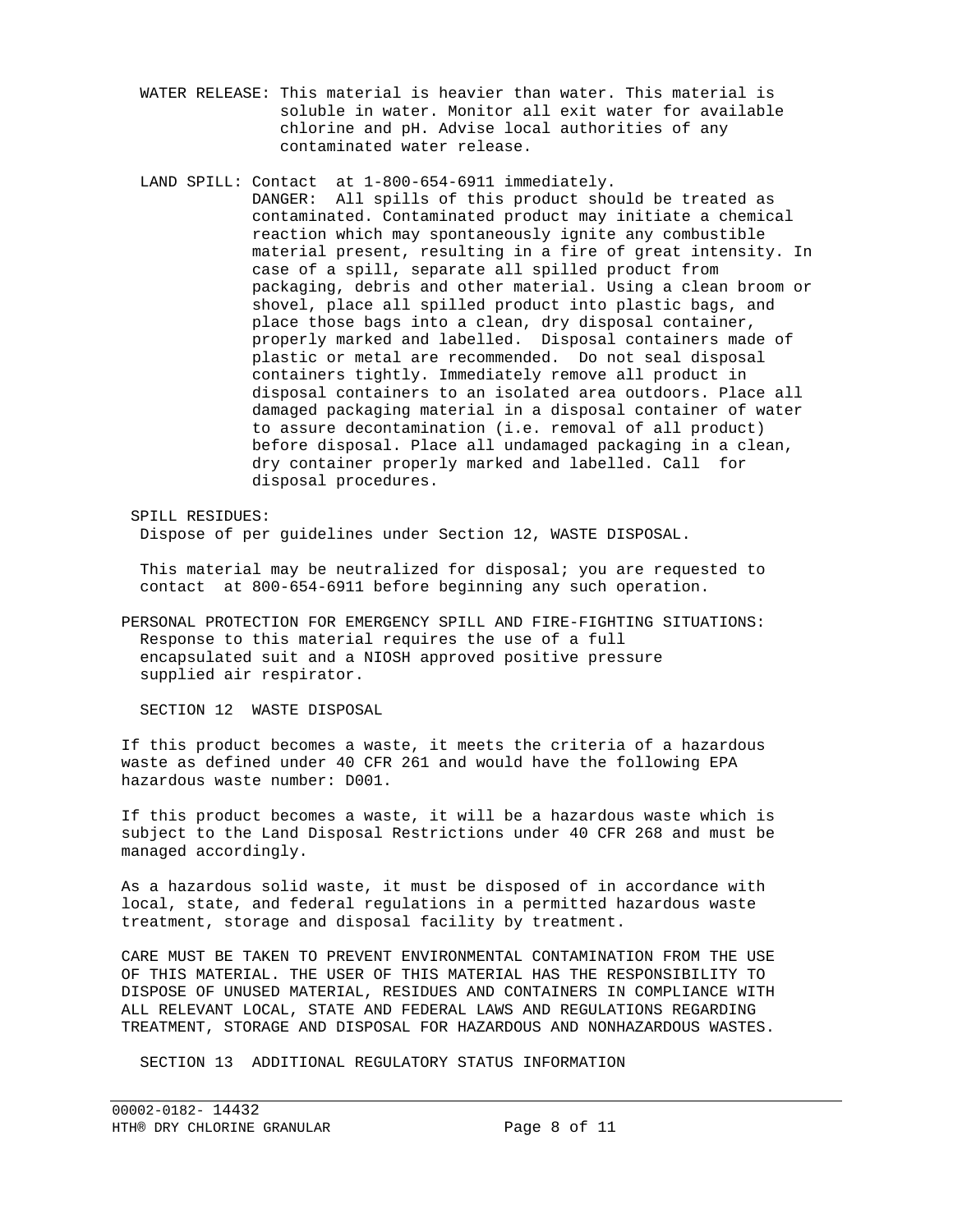WATER RELEASE: This material is heavier than water. This material is soluble in water. Monitor all exit water for available chlorine and pH. Advise local authorities of any contaminated water release.

LAND SPILL: Contact  at 1-800-654-6911 immediately.
DANGER:  All spills of this product should be treated as contaminated. Contaminated product may initiate a chemical reaction which may spontaneously ignite any combustible material present, resulting in a fire of great intensity. In case of a spill, separate all spilled product from packaging, debris and other material. Using a clean broom or shovel, place all spilled product into plastic bags, and place those bags into a clean, dry disposal container, properly marked and labelled.  Disposal containers made of plastic or metal are recommended.  Do not seal disposal containers tightly. Immediately remove all product in disposal containers to an isolated area outdoors. Place all damaged packaging material in a disposal container of water to assure decontamination (i.e. removal of all product) before disposal. Place all undamaged packaging in a clean, dry container properly marked and labelled. Call  for disposal procedures.

SPILL RESIDUES:
Dispose of per guidelines under Section 12, WASTE DISPOSAL.

This material may be neutralized for disposal; you are requested to contact  at 800-654-6911 before beginning any such operation.

PERSONAL PROTECTION FOR EMERGENCY SPILL AND FIRE-FIGHTING SITUATIONS:
Response to this material requires the use of a full encapsulated suit and a NIOSH approved positive pressure supplied air respirator.

## SECTION 12  WASTE DISPOSAL

If this product becomes a waste, it meets the criteria of a hazardous waste as defined under 40 CFR 261 and would have the following EPA hazardous waste number: D001.

If this product becomes a waste, it will be a hazardous waste which is subject to the Land Disposal Restrictions under 40 CFR 268 and must be managed accordingly.

As a hazardous solid waste, it must be disposed of in accordance with local, state, and federal regulations in a permitted hazardous waste treatment, storage and disposal facility by treatment.

CARE MUST BE TAKEN TO PREVENT ENVIRONMENTAL CONTAMINATION FROM THE USE OF THIS MATERIAL. THE USER OF THIS MATERIAL HAS THE RESPONSIBILITY TO DISPOSE OF UNUSED MATERIAL, RESIDUES AND CONTAINERS IN COMPLIANCE WITH ALL RELEVANT LOCAL, STATE AND FEDERAL LAWS AND REGULATIONS REGARDING TREATMENT, STORAGE AND DISPOSAL FOR HAZARDOUS AND NONHAZARDOUS WASTES.

## SECTION 13  ADDITIONAL REGULATORY STATUS INFORMATION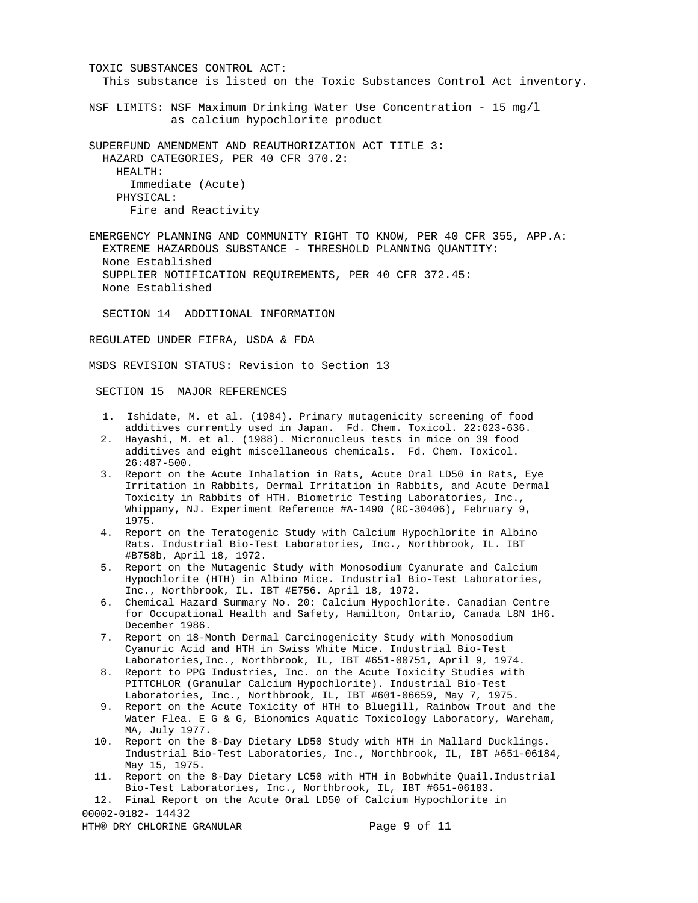TOXIC SUBSTANCES CONTROL ACT:
This substance is listed on the Toxic Substances Control Act inventory.

NSF LIMITS: NSF Maximum Drinking Water Use Concentration - 15 mg/l as calcium hypochlorite product

SUPERFUND AMENDMENT AND REAUTHORIZATION ACT TITLE 3:
HAZARD CATEGORIES, PER 40 CFR 370.2:
HEALTH:
Immediate (Acute)
PHYSICAL:
Fire and Reactivity

EMERGENCY PLANNING AND COMMUNITY RIGHT TO KNOW, PER 40 CFR 355, APP.A:
EXTREME HAZARDOUS SUBSTANCE - THRESHOLD PLANNING QUANTITY:
None Established
SUPPLIER NOTIFICATION REQUIREMENTS, PER 40 CFR 372.45:
None Established

## SECTION 14 ADDITIONAL INFORMATION

REGULATED UNDER FIFRA, USDA & FDA

MSDS REVISION STATUS: Revision to Section 13

## SECTION 15 MAJOR REFERENCES

1. Ishidate, M. et al. (1984). Primary mutagenicity screening of food additives currently used in Japan. Fd. Chem. Toxicol. 22:623-636.
2. Hayashi, M. et al. (1988). Micronucleus tests in mice on 39 food additives and eight miscellaneous chemicals. Fd. Chem. Toxicol. 26:487-500.
3. Report on the Acute Inhalation in Rats, Acute Oral LD50 in Rats, Eye Irritation in Rabbits, Dermal Irritation in Rabbits, and Acute Dermal Toxicity in Rabbits of HTH. Biometric Testing Laboratories, Inc., Whippany, NJ. Experiment Reference #A-1490 (RC-30406), February 9, 1975.
4. Report on the Teratogenic Study with Calcium Hypochlorite in Albino Rats. Industrial Bio-Test Laboratories, Inc., Northbrook, IL. IBT #B758b, April 18, 1972.
5. Report on the Mutagenic Study with Monosodium Cyanurate and Calcium Hypochlorite (HTH) in Albino Mice. Industrial Bio-Test Laboratories, Inc., Northbrook, IL. IBT #E756. April 18, 1972.
6. Chemical Hazard Summary No. 20: Calcium Hypochlorite. Canadian Centre for Occupational Health and Safety, Hamilton, Ontario, Canada L8N 1H6. December 1986.
7. Report on 18-Month Dermal Carcinogenicity Study with Monosodium Cyanuric Acid and HTH in Swiss White Mice. Industrial Bio-Test Laboratories,Inc., Northbrook, IL, IBT #651-00751, April 9, 1974.
8. Report to PPG Industries, Inc. on the Acute Toxicity Studies with PITTCHLOR (Granular Calcium Hypochlorite). Industrial Bio-Test Laboratories, Inc., Northbrook, IL, IBT #601-06659, May 7, 1975.
9. Report on the Acute Toxicity of HTH to Bluegill, Rainbow Trout and the Water Flea. E G & G, Bionomics Aquatic Toxicology Laboratory, Wareham, MA, July 1977.
10. Report on the 8-Day Dietary LD50 Study with HTH in Mallard Ducklings. Industrial Bio-Test Laboratories, Inc., Northbrook, IL, IBT #651-06184, May 15, 1975.
11. Report on the 8-Day Dietary LC50 with HTH in Bobwhite Quail.Industrial Bio-Test Laboratories, Inc., Northbrook, IL, IBT #651-06183.
12. Final Report on the Acute Oral LD50 of Calcium Hypochlorite in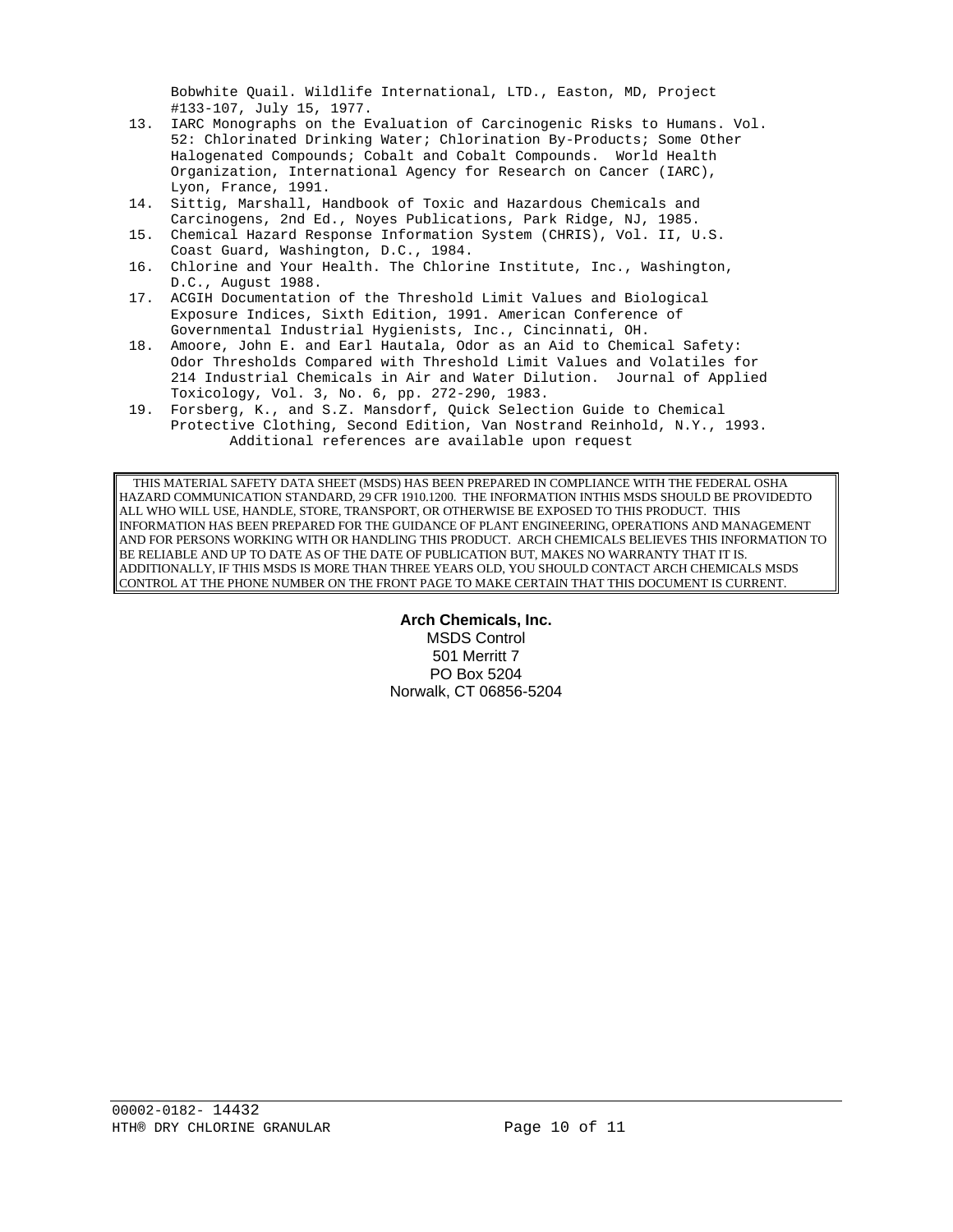Bobwhite Quail. Wildlife International, LTD., Easton, MD, Project #133-107, July 15, 1977.

13. IARC Monographs on the Evaluation of Carcinogenic Risks to Humans. Vol. 52: Chlorinated Drinking Water; Chlorination By-Products; Some Other Halogenated Compounds; Cobalt and Cobalt Compounds. World Health Organization, International Agency for Research on Cancer (IARC), Lyon, France, 1991.
14. Sittig, Marshall, Handbook of Toxic and Hazardous Chemicals and Carcinogens, 2nd Ed., Noyes Publications, Park Ridge, NJ, 1985.
15. Chemical Hazard Response Information System (CHRIS), Vol. II, U.S. Coast Guard, Washington, D.C., 1984.
16. Chlorine and Your Health. The Chlorine Institute, Inc., Washington, D.C., August 1988.
17. ACGIH Documentation of the Threshold Limit Values and Biological Exposure Indices, Sixth Edition, 1991. American Conference of Governmental Industrial Hygienists, Inc., Cincinnati, OH.
18. Amoore, John E. and Earl Hautala, Odor as an Aid to Chemical Safety: Odor Thresholds Compared with Threshold Limit Values and Volatiles for 214 Industrial Chemicals in Air and Water Dilution. Journal of Applied Toxicology, Vol. 3, No. 6, pp. 272-290, 1983.
19. Forsberg, K., and S.Z. Mansdorf, Quick Selection Guide to Chemical Protective Clothing, Second Edition, Van Nostrand Reinhold, N.Y., 1993.

Additional references are available upon request

THIS MATERIAL SAFETY DATA SHEET (MSDS) HAS BEEN PREPARED IN COMPLIANCE WITH THE FEDERAL OSHA HAZARD COMMUNICATION STANDARD, 29 CFR 1910.1200. THE INFORMATION INTHIS MSDS SHOULD BE PROVIDEDTO ALL WHO WILL USE, HANDLE, STORE, TRANSPORT, OR OTHERWISE BE EXPOSED TO THIS PRODUCT. THIS INFORMATION HAS BEEN PREPARED FOR THE GUIDANCE OF PLANT ENGINEERING, OPERATIONS AND MANAGEMENT AND FOR PERSONS WORKING WITH OR HANDLING THIS PRODUCT. ARCH CHEMICALS BELIEVES THIS INFORMATION TO BE RELIABLE AND UP TO DATE AS OF THE DATE OF PUBLICATION BUT, MAKES NO WARRANTY THAT IT IS. ADDITIONALLY, IF THIS MSDS IS MORE THAN THREE YEARS OLD, YOU SHOULD CONTACT ARCH CHEMICALS MSDS CONTROL AT THE PHONE NUMBER ON THE FRONT PAGE TO MAKE CERTAIN THAT THIS DOCUMENT IS CURRENT.

**Arch Chemicals, Inc.**
MSDS Control
501 Merritt 7
PO Box 5204
Norwalk, CT 06856-5204